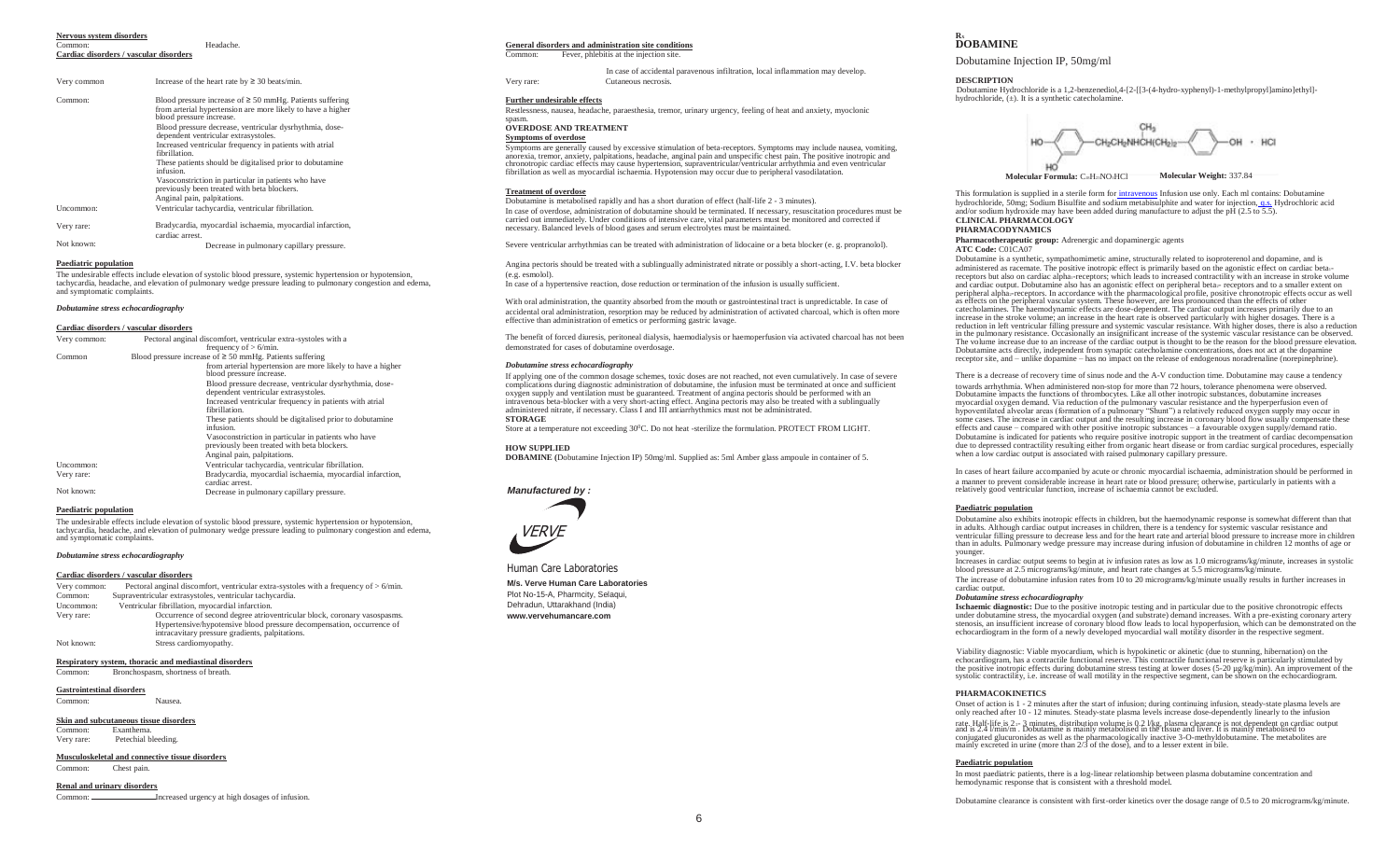**Nervous system disorders**

Common: Headache.

**Cardiac disorders / vascular disorders**

| | |
|---|---|
| Very common | Increase of the heart rate by ≥ 30 beats/min. |
| Common: | Blood pressure increase of ≥ 50 mmHg. Patients suffering from arterial hypertension are more likely to have a higher blood pressure increase. Blood pressure decrease, ventricular dysrhythmia, dose-dependent ventricular extrasystoles. Increased ventricular frequency in patients with atrial fibrillation. These patients should be digitalised prior to dobutamine infusion. Vasoconstriction in particular in patients who have previously been treated with beta blockers. Anginal pain, palpitations. |
| Uncommon: | Ventricular tachycardia, ventricular fibrillation. |
| Very rare: | Bradycardia, myocardial ischaemia, myocardial infarction, cardiac arrest. |
| Not known: | Decrease in pulmonary capillary pressure. |

**Paediatric population**

The undesirable effects include elevation of systolic blood pressure, systemic hypertension or hypotension, tachycardia, headache, and elevation of pulmonary wedge pressure leading to pulmonary congestion and edema, and symptomatic complaints.

*Dobutamine stress echocardiography*

**Cardiac disorders / vascular disorders**

| | |
|---|---|
| Very common: | Pectoral anginal discomfort, ventricular extra-systoles with a frequency of > 6/min. |
| Common | Blood pressure increase of ≥ 50 mmHg. Patients suffering from arterial hypertension are more likely to have a higher blood pressure increase. Blood pressure decrease, ventricular dysrhythmia, dose-dependent ventricular extrasystoles. Increased ventricular frequency in patients with atrial fibrillation. These patients should be digitalised prior to dobutamine infusion. Vasoconstriction in particular in patients who have previously been treated with beta blockers. Anginal pain, palpitations. |
| Uncommon: | Ventricular tachycardia, ventricular fibrillation. |
| Very rare: | Bradycardia, myocardial ischaemia, myocardial infarction, cardiac arrest. |
| Not known: | Decrease in pulmonary capillary pressure. |

**Paediatric population**

The undesirable effects include elevation of systolic blood pressure, systemic hypertension or hypotension, tachycardia, headache, and elevation of pulmonary wedge pressure leading to pulmonary congestion and edema, and symptomatic complaints.

*Dobutamine stress echocardiography*

**Cardiac disorders / vascular disorders**

| | |
|---|---|
| Very common: | Pectoral anginal discomfort, ventricular extra-systoles with a frequency of > 6/min. |
| Common: | Supraventricular extrasystoles, ventricular tachycardia. |
| Uncommon: | Ventricular fibrillation, myocardial infarction. |
| Very rare: | Occurrence of second degree atrioventricular block, coronary vasospasms. Hypertensive/hypotensive blood pressure decompensation, occurrence of intracavitary pressure gradients, palpitations. |
| Not known: | Stress cardiomyopathy. |

**Respiratory system, thoracic and mediastinal disorders**

Common: Bronchospasm, shortness of breath.

**Gastrointestinal disorders**

Common: Nausea.

**Skin and subcutaneous tissue disorders**

Common: Exanthema.
Very rare: Petechial bleeding.

**Musculoskeletal and connective tissue disorders**

Common: Chest pain.

**Renal and urinary disorders**

Common: Increased urgency at high dosages of infusion.

**General disorders and administration site conditions**

Common: Fever, phlebitis at the injection site.

In case of accidental paravenous infiltration, local inflammation may develop.

Very rare: Cutaneous necrosis.

**Further undesirable effects**

Restlessness, nausea, headache, paraesthesia, tremor, urinary urgency, feeling of heat and anxiety, myoclonic spasm.

**OVERDOSE AND TREATMENT**

**Symptoms of overdose**

Symptoms are generally caused by excessive stimulation of beta-receptors. Symptoms may include nausea, vomiting, anorexia, tremor, anxiety, palpitations, headache, anginal pain and unspecific chest pain. The positive inotropic and chronotropic cardiac effects may cause hypertension, supraventricular/ventricular arrhythmia and even ventricular fibrillation as well as myocardial ischaemia. Hypotension may occur due to peripheral vasodilatation.

**Treatment of overdose**

Dobutamine is metabolised rapidly and has a short duration of effect (half-life 2 - 3 minutes).

In case of overdose, administration of dobutamine should be terminated. If necessary, resuscitation procedures must be carried out immediately. Under conditions of intensive care, vital parameters must be monitored and corrected if necessary. Balanced levels of blood gases and serum electrolytes must be maintained.

Severe ventricular arrhythmias can be treated with administration of lidocaine or a beta blocker (e. g. propranolol).

Angina pectoris should be treated with a sublingually administrated nitrate or possibly a short-acting, I.V. beta blocker (e.g. esmolol).

In case of a hypertensive reaction, dose reduction or termination of the infusion is usually sufficient.

With oral administration, the quantity absorbed from the mouth or gastrointestinal tract is unpredictable. In case of accidental oral administration, resorption may be reduced by administration of activated charcoal, which is often more effective than administration of emetics or performing gastric lavage.

The benefit of forced diuresis, peritoneal dialysis, haemodialysis or haemoperfusion via activated charcoal has not been demonstrated for cases of dobutamine overdosage.

*Dobutamine stress echocardiography*

If applying one of the common dosage schemes, toxic doses are not reached, not even cumulatively. In case of severe complications during diagnostic administration of dobutamine, the infusion must be terminated at once and sufficient oxygen supply and ventilation must be guaranteed. Treatment of angina pectoris should be performed with an intravenous beta-blocker with a very short-acting effect. Angina pectoris may also be treated with a sublingually administered nitrate, if necessary. Class I and III antiarrhythmics must not be administrated.

**STORAGE**

Store at a temperature not exceeding 30°C. Do not heat -sterilize the formulation. PROTECT FROM LIGHT.

**HOW SUPPLIED**

**DOBAMINE** (Dobutamine Injection IP) 50mg/ml. Supplied as: 5ml Amber glass ampoule in container of 5.

***Manufactured by :***

VERVE

Human Care Laboratories

**M/s. Verve Human Care Laboratories**
Plot No-15-A, Pharmcity, Selaqui,
Dehradun, Uttarakhand (India)
**www.vervehumancare.com**

$R_x$
# DOBAMINE

Dobutamine Injection IP, 50mg/ml

**DESCRIPTION**

Dobutamine Hydrochloride is a 1,2-benzenediol,4-[2-[[3-(4-hydro-xyphenyl)-1-methylpropyl]amino]ethyl]-hydrochloride, (±). It is a synthetic catecholamine.

**Molecular Formula:** $C_{18}H_{23}NO_3HCl$ **Molecular Weight:** 337.84

This formulation is supplied in a sterile form for intravenous Infusion use only. Each ml contains: Dobutamine hydrochloride, 50mg; Sodium Bisulfite and sodium metabisulphite and water for injection, q.s. Hydrochloric acid and/or sodium hydroxide may have been added during manufacture to adjust the pH (2.5 to 5.5).

**CLINICAL PHARMACOLOGY**

**PHARMACODYNAMICS**

**Pharmacotherapeutic group:** Adrenergic and dopaminergic agents

**ATC Code:** C01CA07

Dobutamine is a synthetic, sympathomimetic amine, structurally related to isoproterenol and dopamine, and is administered as racemate. The positive inotropic effect is primarily based on the agonistic effect on cardiac $beta_1$-receptors but also on cardiac $alpha_1$-receptors; which leads to increased contractility with an increase in stroke volume and cardiac output. Dobutamine also has an agonistic effect on peripheral $beta_2$- receptors and to a smaller extent on peripheral $alpha_1$-receptors. In accordance with the pharmacological profile, positive chronotropic effects occur as well as effects on the peripheral vascular system. These however, are less pronounced than the effects of other catecholamines. The haemodynamic effects are dose-dependent. The cardiac output increases primarily due to an increase in the stroke volume; an increase in the heart rate is observed particularly with higher dosages. There is a reduction in left ventricular filling pressure and systemic vascular resistance. With higher doses, there is also a reduction in the pulmonary resistance. Occasionally an insignificant increase of the systemic vascular resistance can be observed. The volume increase due to an increase of the cardiac output is thought to be the reason for the blood pressure elevation. Dobutamine acts directly, independent from synaptic catecholamine concentrations, does not act at the dopamine receptor site, and – unlike dopamine – has no impact on the release of endogenous noradrenaline (norepinephrine).

There is a decrease of recovery time of sinus node and the A-V conduction time. Dobutamine may cause a tendency towards arrhythmia. When administered non-stop for more than 72 hours, tolerance phenomena were observed. Dobutamine impacts the functions of thrombocytes. Like all other inotropic substances, dobutamine increases myocardial oxygen demand. Via reduction of the pulmonary vascular resistance and the hyperperfusion even of hypoventilated alveolar areas (formation of a pulmonary "Shunt") a relatively reduced oxygen supply may occur in some cases. The increase in cardiac output and the resulting increase in coronary blood flow usually compensate these effects and cause – compared with other positive inotropic substances – a favourable oxygen supply/demand ratio. Dobutamine is indicated for patients who require positive inotropic support in the treatment of cardiac decompensation due to depressed contractility resulting either from organic heart disease or from cardiac surgical procedures, especially when a low cardiac output is associated with raised pulmonary capillary pressure.

In cases of heart failure accompanied by acute or chronic myocardial ischaemia, administration should be performed in a manner to prevent considerable increase in heart rate or blood pressure; otherwise, particularly in patients with a relatively good ventricular function, increase of ischaemia cannot be excluded.

**Paediatric population**

Dobutamine also exhibits inotropic effects in children, but the haemodynamic response is somewhat different than that in adults. Although cardiac output increases in children, there is a tendency for systemic vascular resistance and ventricular filling pressure to decrease less and for the heart rate and arterial blood pressure to increase more in children than in adults. Pulmonary wedge pressure may increase during infusion of dobutamine in children 12 months of age or younger.

Increases in cardiac output seem to begin at iv infusion rates as low as 1.0 micrograms/kg/minute, increases in systolic blood pressure at 2.5 micrograms/kg/minute, and heart rate changes at 5.5 micrograms/kg/minute.

The increase of dobutamine infusion rates from 10 to 20 micrograms/kg/minute usually results in further increases in cardiac output.

*Dobutamine stress echocardiography*

**Ischaemic diagnostic:** Due to the positive inotropic testing and in particular due to the positive chronotropic effects under dobutamine stress, the myocardial oxygen (and substrate) demand increases. With a pre-existing coronary artery stenosis, an insufficient increase of coronary blood flow leads to local hypoperfusion, which can be demonstrated on the echocardiogram in the form of a newly developed myocardial wall motility disorder in the respective segment.

Viability diagnostic: Viable myocardium, which is hypokinetic or akinetic (due to stunning, hibernation) on the echocardiogram, has a contractile functional reserve. This contractile functional reserve is particularly stimulated by the positive inotropic effects during dobutamine stress testing at lower doses (5-20 µg/kg/min). An improvement of the systolic contractility, i.e. increase of wall motility in the respective segment, can be shown on the echocardiogram.

**PHARMACOKINETICS**

Onset of action is 1 - 2 minutes after the start of infusion; during continuing infusion, steady-state plasma levels are only reached after 10 - 12 minutes. Steady-state plasma levels increase dose-dependently linearly to the infusion rate. Half-life is 2 - 3 minutes, distribution volume is 0.2 l/kg, plasma clearance is not dependent on cardiac output and is 2.4 l/min/m². Dobutamine is mainly metabolised in the tissue and liver. It is mainly metabolised to conjugated glucuronides as well as the pharmacologically inactive 3-O-methyldobutamine. The metabolites are mainly excreted in urine (more than 2/3 of the dose), and to a lesser extent in bile.

**Paediatric population**

In most paediatric patients, there is a log-linear relationship between plasma dobutamine concentration and hemodynamic response that is consistent with a threshold model.

Dobutamine clearance is consistent with first-order kinetics over the dosage range of 0.5 to 20 micrograms/kg/minute.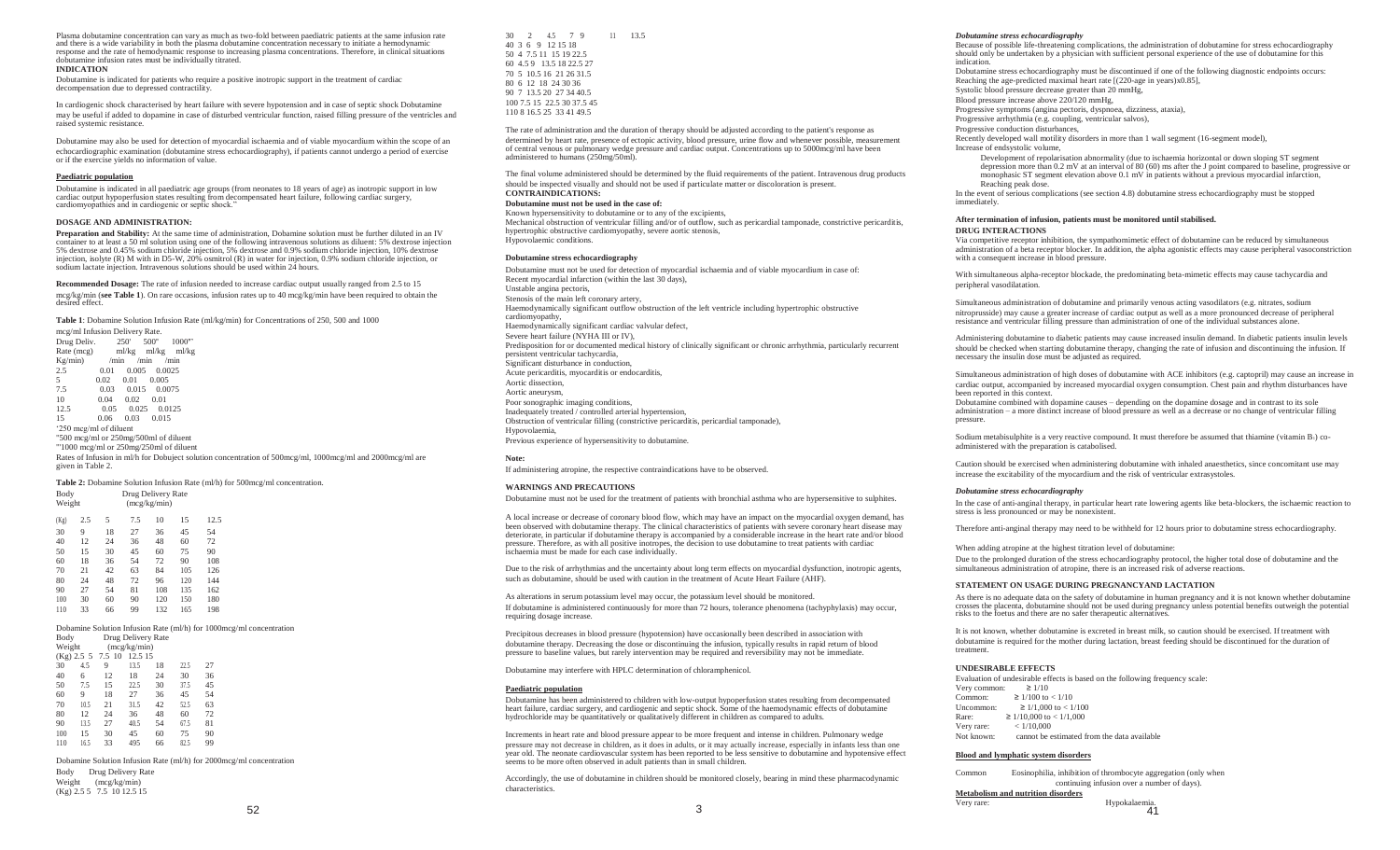Plasma dobutamine concentration can vary as much as two-fold between paediatric patients at the same infusion rate and there is a wide variability in both the plasma dobutamine concentration necessary to initiate a hemodynamic response and the rate of hemodynamic response to increasing plasma concentrations. Therefore, in clinical situations dobutamine infusion rates must be individually titrated.

**INDICATION**

Dobutamine is indicated for patients who require a positive inotropic support in the treatment of cardiac decompensation due to depressed contractility.

In cardiogenic shock characterised by heart failure with severe hypotension and in case of septic shock Dobutamine may be useful if added to dopamine in case of disturbed ventricular function, raised filling pressure of the ventricles and raised systemic resistance.

Dobutamine may also be used for detection of myocardial ischaemia and of viable myocardium within the scope of an echocardiographic examination (dobutamine stress echocardiography), if patients cannot undergo a period of exercise or if the exercise yields no information of value.

**Paediatric population**

Dobutamine is indicated in all paediatric age groups (from neonates to 18 years of age) as inotropic support in low cardiac output hypoperfusion states resulting from decompensated heart failure, following cardiac surgery, cardiomyopathies and in cardiogenic or septic shock."

**DOSAGE AND ADMINISTRATION:**

**Preparation and Stability:** At the same time of administration, Dobamine solution must be further diluted in an IV container to at least a 50 ml solution using one of the following intravenous solutions as diluent: 5% dextrose injection 5% dextrose and 0.45% sodium chloride injection, 5% dextrose and 0.9% sodium chloride injection, 10% dextrose injection, isolyte (R) M with in D5-W, 20% osmitrol (R) in water for injection, 0.9% sodium chloride injection, or sodium lactate injection. Intravenous solutions should be used within 24 hours.

**Recommended Dosage:** The rate of infusion needed to increase cardiac output usually ranged from 2.5 to 15 mcg/kg/min (**see Table 1**). On rare occasions, infusion rates up to 40 mcg/kg/min have been required to obtain the desired effect.

**Table 1**: Dobamine Solution Infusion Rate (ml/kg/min) for Concentrations of 250, 500 and 1000 mcg/ml Infusion Delivery Rate.

| Drug Deliv. Rate (mcg) Kg/min) | 250' ml/kg /min | 500" ml/kg /min | 1000"' ml/kg /min |
|---|---|---|---|
| 2.5 | 0.01 | 0.005 | 0.0025 |
| 5 | 0.02 | 0.01 | 0.005 |
| 7.5 | 0.03 | 0.015 | 0.0075 |
| 10 | 0.04 | 0.02 | 0.01 |
| 12.5 | 0.05 | 0.025 | 0.0125 |
| 15 | 0.06 | 0.03 | 0.015 |

'250 mcg/ml of diluent
"500 mcg/ml or 250mg/500ml of diluent
"'1000 mcg/ml or 250mg/250ml of diluent

Rates of Infusion in ml/h for Dobuject solution concentration of 500mcg/ml, 1000mcg/ml and 2000mcg/ml are given in Table 2.

**Table 2:** Dobamine Solution Infusion Rate (ml/h) for 500mcg/ml concentration.

| Body Weight (Kg) | Drug Delivery Rate (mcg/kg/min) 2.5 | 5 | 7.5 | 10 | 15 | 12.5 |
|---|---|---|---|---|---|---|
| 30 | 9 | 18 | 27 | 36 | 45 | 54 |
| 40 | 12 | 24 | 36 | 48 | 60 | 72 |
| 50 | 15 | 30 | 45 | 60 | 75 | 90 |
| 60 | 18 | 36 | 54 | 72 | 90 | 108 |
| 70 | 21 | 42 | 63 | 84 | 105 | 126 |
| 80 | 24 | 48 | 72 | 96 | 120 | 144 |
| 90 | 27 | 54 | 81 | 108 | 135 | 162 |
| 100 | 30 | 60 | 90 | 120 | 150 | 180 |
| 110 | 33 | 66 | 99 | 132 | 165 | 198 |

Dobamine Solution Infusion Rate (ml/h) for 1000mcg/ml concentration

| Body Weight (Kg) | Drug Delivery Rate (mcg/kg/min) 2.5 | 5 | 7.5 | 10 | 12.5 | 15 |
|---|---|---|---|---|---|---|
| 30 | 4.5 | 9 | 13.5 | 18 | 22.5 | 27 |
| 40 | 6 | 12 | 18 | 24 | 30 | 36 |
| 50 | 7.5 | 15 | 22.5 | 30 | 37.5 | 45 |
| 60 | 9 | 18 | 27 | 36 | 45 | 54 |
| 70 | 10.5 | 21 | 31.5 | 42 | 52.5 | 63 |
| 80 | 12 | 24 | 36 | 48 | 60 | 72 |
| 90 | 13.5 | 27 | 40.5 | 54 | 67.5 | 81 |
| 100 | 15 | 30 | 45 | 60 | 75 | 90 |
| 110 | 16.5 | 33 | 495 | 66 | 82.5 | 99 |

Dobamine Solution Infusion Rate (ml/h) for 2000mcg/ml concentration

| Body Weight (Kg) | Drug Delivery Rate (mcg/kg/min) 2.5 | 5 | 7.5 | 10 | 12.5 | 15 |
|---|---|---|---|---|---|---|
| 30 | 2 | 4.5 | 7 | 9 | 11 | 13.5 |
| 40 | 3 | 6 | 9 | 12 | 15 | 18 |
| 50 | 4 | 7.5 | 11 | 15 | 19 | 22.5 |
| 60 | 4.5 | 9 | 13.5 | 18 | 22.5 | 27 |
| 70 | 5 | 10.5 | 16 | 21 | 26 | 31.5 |
| 80 | 6 | 12 | 18 | 24 | 30 | 36 |
| 90 | 7 | 13.5 | 20 | 27 | 34 | 40.5 |
| 100 | 7.5 | 15 | 22.5 | 30 | 37.5 | 45 |
| 110 | 8 | 16.5 | 25 | 33 | 41 | 49.5 |

The rate of administration and the duration of therapy should be adjusted according to the patient's response as determined by heart rate, presence of ectopic activity, blood pressure, urine flow and whenever possible, measurement of central venous or pulmonary wedge pressure and cardiac output. Concentrations up to 5000mcg/ml have been administered to humans (250mg/50ml).

The final volume administered should be determined by the fluid requirements of the patient. Intravenous drug products should be inspected visually and should not be used if particulate matter or discoloration is present.

**CONTRAINDICATIONS:**

**Dobutamine must not be used in the case of:**

Known hypersensitivity to dobutamine or to any of the excipients,
Mechanical obstruction of ventricular filling and/or of outflow, such as pericardial tamponade, constrictive pericarditis, hypertrophic obstructive cardiomyopathy, severe aortic stenosis,
Hypovolaemic conditions.

**Dobutamine stress echocardiography**

Dobutamine must not be used for detection of myocardial ischaemia and of viable myocardium in case of:
Recent myocardial infarction (within the last 30 days),
Unstable angina pectoris,
Stenosis of the main left coronary artery,
Haemodynamically significant outflow obstruction of the left ventricle including hypertrophic obstructive cardiomyopathy,
Haemodynamically significant cardiac valvular defect,
Severe heart failure (NYHA III or IV),
Predisposition for or documented medical history of clinically significant or chronic arrhythmia, particularly recurrent persistent ventricular tachycardia,
Significant disturbance in conduction,
Acute pericarditis, myocarditis or endocarditis,
Aortic dissection,
Aortic aneurysm,
Poor sonographic imaging conditions,
Inadequately treated / controlled arterial hypertension,
Obstruction of ventricular filling (constrictive pericarditis, pericardial tamponade),
Hypovolaemia,
Previous experience of hypersensitivity to dobutamine.

**Note:**

If administering atropine, the respective contraindications have to be observed.

**WARNINGS AND PRECAUTIONS**

Dobutamine must not be used for the treatment of patients with bronchial asthma who are hypersensitive to sulphites.

A local increase or decrease of coronary blood flow, which may have an impact on the myocardial oxygen demand, has been observed with dobutamine therapy. The clinical characteristics of patients with severe coronary heart disease may deteriorate, in particular if dobutamine therapy is accompanied by a considerable increase in the heart rate and/or blood pressure. Therefore, as with all positive inotropes, the decision to use dobutamine to treat patients with cardiac ischaemia must be made for each case individually.

Due to the risk of arrhythmias and the uncertainty about long term effects on myocardial dysfunction, inotropic agents, such as dobutamine, should be used with caution in the treatment of Acute Heart Failure (AHF).

As alterations in serum potassium level may occur, the potassium level should be monitored.
If dobutamine is administered continuously for more than 72 hours, tolerance phenomena (tachyphylaxis) may occur, requiring dosage increase.

Precipitous decreases in blood pressure (hypotension) have occasionally been described in association with dobutamine therapy. Decreasing the dose or discontinuing the infusion, typically results in rapid return of blood pressure to baseline values, but rarely intervention may be required and reversibility may not be immediate.

Dobutamine may interfere with HPLC determination of chloramphenicol.

**Paediatric population**

Dobutamine has been administered to children with low-output hypoperfusion states resulting from decompensated heart failure, cardiac surgery, and cardiogenic and septic shock. Some of the haemodynamic effects of dobutamine hydrochloride may be quantitatively or qualitatively different in children as compared to adults.

Increments in heart rate and blood pressure appear to be more frequent and intense in children. Pulmonary wedge pressure may not decrease in children, as it does in adults, or it may actually increase, especially in infants less than one year old. The neonate cardiovascular system has been reported to be less sensitive to dobutamine and hypotensive effect seems to be more often observed in adult patients than in small children.

Accordingly, the use of dobutamine in children should be monitored closely, bearing in mind these pharmacodynamic characteristics.

***Dobutamine stress echocardiography***

Because of possible life-threatening complications, the administration of dobutamine for stress echocardiography should only be undertaken by a physician with sufficient personal experience of the use of dobutamine for this indication.

Dobutamine stress echocardiography must be discontinued if one of the following diagnostic endpoints occurs:
Reaching the age-predicted maximal heart rate [(220-age in years)x0.85],
Systolic blood pressure decrease greater than 20 mmHg,
Blood pressure increase above 220/120 mmHg,
Progressive symptoms (angina pectoris, dyspnoea, dizziness, ataxia),
Progressive arrhythmia (e.g. coupling, ventricular salvos),
Progressive conduction disturbances,
Recently developed wall motility disorders in more than 1 wall segment (16-segment model),
Increase of endsystolic volume,
Development of repolarisation abnormality (due to ischaemia horizontal or down sloping ST segment depression more than 0.2 mV at an interval of 80 (60) ms after the J point compared to baseline, progressive or monophasic ST segment elevation above 0.1 mV in patients without a previous myocardial infarction,
Reaching peak dose.

In the event of serious complications (see section 4.8) dobutamine stress echocardiography must be stopped immediately.

**After termination of infusion, patients must be monitored until stabilised.**

**DRUG INTERACTIONS**

Via competitive receptor inhibition, the sympathomimetic effect of dobutamine can be reduced by simultaneous administration of a beta receptor blocker. In addition, the alpha agonistic effects may cause peripheral vasoconstriction with a consequent increase in blood pressure.

With simultaneous alpha-receptor blockade, the predominating beta-mimetic effects may cause tachycardia and peripheral vasodilatation.

Simultaneous administration of dobutamine and primarily venous acting vasodilators (e.g. nitrates, sodium nitroprusside) may cause a greater increase of cardiac output as well as a more pronounced decrease of peripheral resistance and ventricular filling pressure than administration of one of the individual substances alone.

Administering dobutamine to diabetic patients may cause increased insulin demand. In diabetic patients insulin levels should be checked when starting dobutamine therapy, changing the rate of infusion and discontinuing the infusion. If necessary the insulin dose must be adjusted as required.

Simultaneous administration of high doses of dobutamine with ACE inhibitors (e.g. captopril) may cause an increase in cardiac output, accompanied by increased myocardial oxygen consumption. Chest pain and rhythm disturbances have been reported in this context.
Dobutamine combined with dopamine causes – depending on the dopamine dosage and in contrast to its sole administration – a more distinct increase of blood pressure as well as a decrease or no change of ventricular filling pressure.

Sodium metabisulphite is a very reactive compound. It must therefore be assumed that thiamine (vitamin $B_1$) co-administered with the preparation is catabolised.

Caution should be exercised when administering dobutamine with inhaled anaesthetics, since concomitant use may increase the excitability of the myocardium and the risk of ventricular extrasystoles.

***Dobutamine stress echocardiography***

In the case of anti-anginal therapy, in particular heart rate lowering agents like beta-blockers, the ischaemic reaction to stress is less pronounced or may be nonexistent.

Therefore anti-anginal therapy may need to be withheld for 12 hours prior to dobutamine stress echocardiography.

When adding atropine at the highest titration level of dobutamine:
Due to the prolonged duration of the stress echocardiography protocol, the higher total dose of dobutamine and the simultaneous administration of atropine, there is an increased risk of adverse reactions.

**STATEMENT ON USAGE DURING PREGNANCYAND LACTATION**

As there is no adequate data on the safety of dobutamine in human pregnancy and it is not known whether dobutamine crosses the placenta, dobutamine should not be used during pregnancy unless potential benefits outweigh the potential risks to the foetus and there are no safer therapeutic alternatives.

It is not known, whether dobutamine is excreted in breast milk, so caution should be exercised. If treatment with dobutamine is required for the mother during lactation, breast feeding should be discontinued for the duration of treatment.

**UNDESIRABLE EFFECTS**

Evaluation of undesirable effects is based on the following frequency scale:
Very common: ≥ 1/10
Common: ≥ 1/100 to < 1/10
Uncommon: ≥ 1/1,000 to < 1/100
Rare: ≥ 1/10,000 to < 1/1,000
Very rare: < 1/10,000
Not known: cannot be estimated from the data available

**Blood and lymphatic system disorders**

Common — Eosinophilia, inhibition of thrombocyte aggregation (only when continuing infusion over a number of days).

**Metabolism and nutrition disorders**

Very rare: Hypokalaemia.